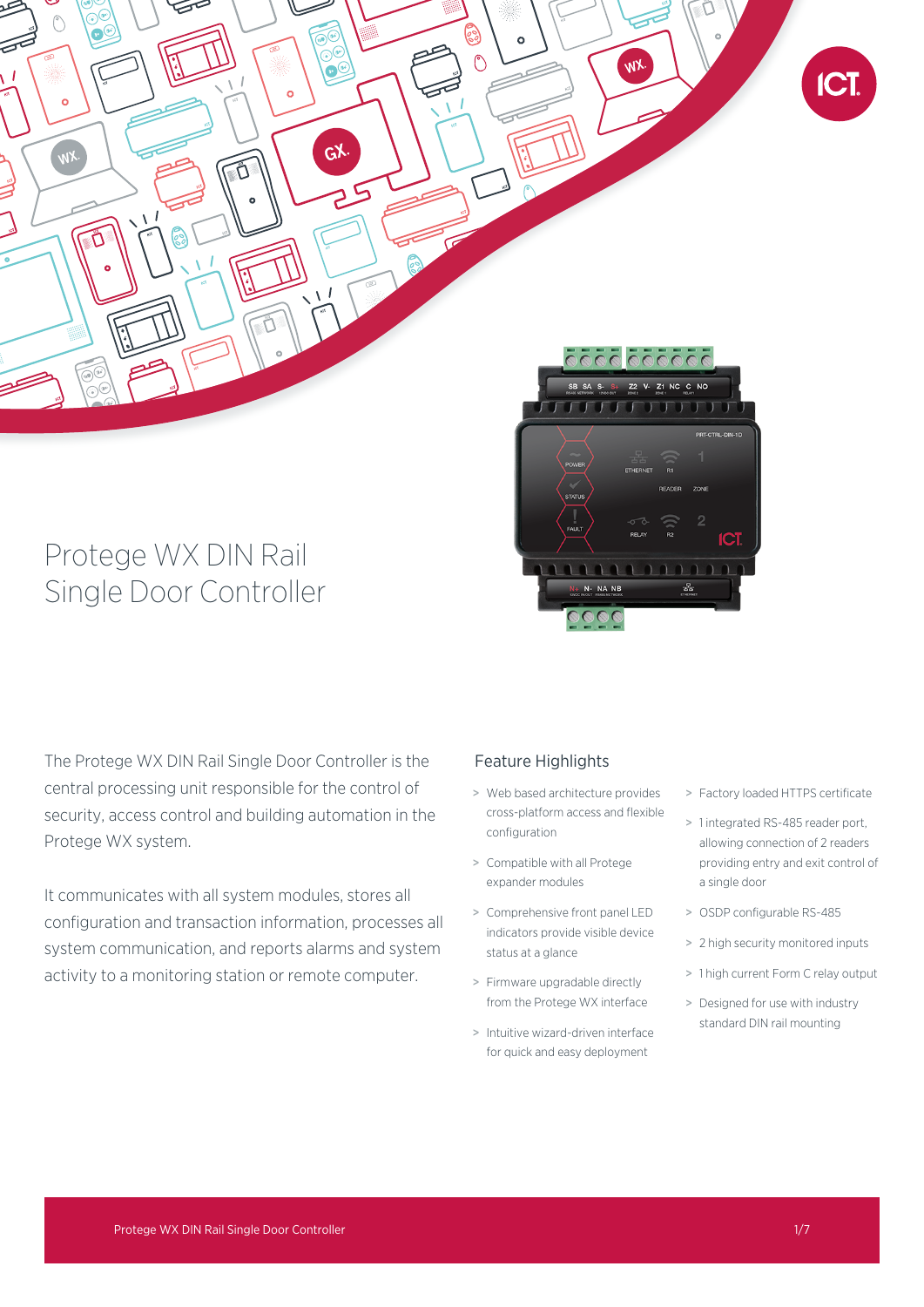# Protege WX DIN Rail Single Door Controller

The Protege WX DIN Rail Single Door Controller is the central processing unit responsible for the control of security, access control and building automation in the Protege WX system.

It communicates with all system modules, stores all configuration and transaction information, processes all system communication, and reports alarms and system activity to a monitoring station or remote computer.

## Feature Highlights

- Web based architecture provides cross-platform access and flexible configuration
- Compatible with all Protege expander modules
- Comprehensive front panel LED indicators provide visible device status at a glance
- Firmware upgradable directly from the Protege WX interface
- Intuitive wizard-driven interface for quick and easy deployment
- Factory loaded HTTPS certificate
- 1 integrated RS-485 reader port, allowing connection of 2 readers providing entry and exit control of a single door
- OSDP configurable RS-485
- 2 high security monitored inputs
- 1 high current Form C relay output
- Designed for use with industry standard DIN rail mounting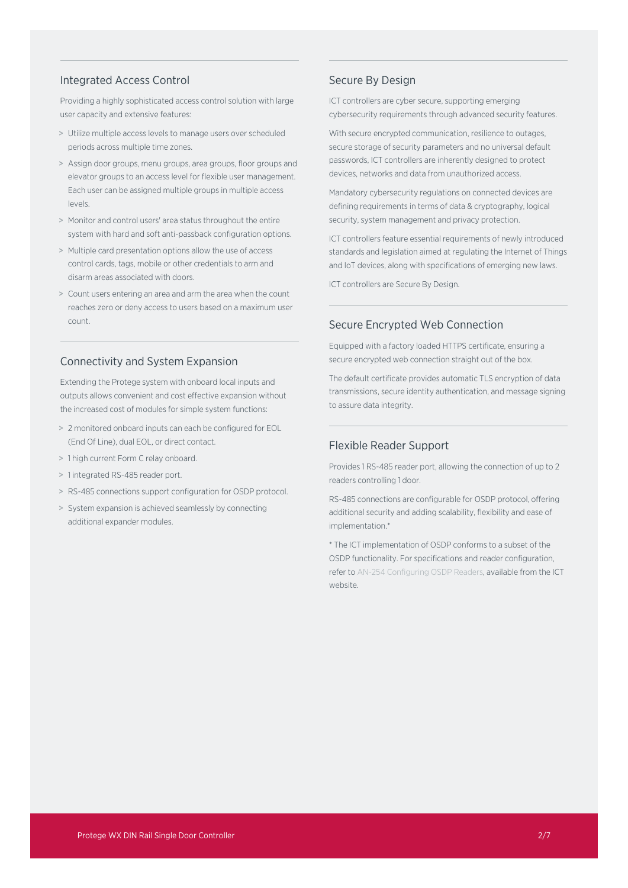## Integrated Access Control

Providing a highly sophisticated access control solution with large user capacity and extensive features:

- Utilize multiple access levels to manage users over scheduled periods across multiple time zones.
- Assign door groups, menu groups, area groups, floor groups and elevator groups to an access level for flexible user management. Each user can be assigned multiple groups in multiple access levels.
- Monitor and control users' area status throughout the entire system with hard and soft anti-passback configuration options.
- Multiple card presentation options allow the use of access control cards, tags, mobile or other credentials to arm and disarm areas associated with doors.
- Count users entering an area and arm the area when the count reaches zero or deny access to users based on a maximum user count.

## Connectivity and System Expansion

Extending the Protege system with onboard local inputs and outputs allows convenient and cost effective expansion without the increased cost of modules for simple system functions:

- 2 monitored onboard inputs can each be configured for EOL (End Of Line), dual EOL, or direct contact.
- 1 high current Form C relay onboard.
- 1 integrated RS-485 reader port.
- RS-485 connections support configuration for OSDP protocol.
- System expansion is achieved seamlessly by connecting additional expander modules.

## Secure By Design

ICT controllers are cyber secure, supporting emerging cybersecurity requirements through advanced security features.

With secure encrypted communication, resilience to outages, secure storage of security parameters and no universal default passwords, ICT controllers are inherently designed to protect devices, networks and data from unauthorized access.

Mandatory cybersecurity regulations on connected devices are defining requirements in terms of data & cryptography, logical security, system management and privacy protection.

ICT controllers feature essential requirements of newly introduced standards and legislation aimed at regulating the Internet of Things and IoT devices, along with specifications of emerging new laws.

ICT controllers are Secure By Design.

## Secure Encrypted Web Connection

Equipped with a factory loaded HTTPS certificate, ensuring a secure encrypted web connection straight out of the box.

The default certificate provides automatic TLS encryption of data transmissions, secure identity authentication, and message signing to assure data integrity.

## Flexible Reader Support

Provides 1 RS-485 reader port, allowing the connection of up to 2 readers controlling 1 door.

RS-485 connections are configurable for OSDP protocol, offering additional security and adding scalability, flexibility and ease of implementation.*

* The ICT implementation of OSDP conforms to a subset of the OSDP functionality. For specifications and reader configuration, refer to AN-254 Configuring OSDP Readers, available from the ICT website.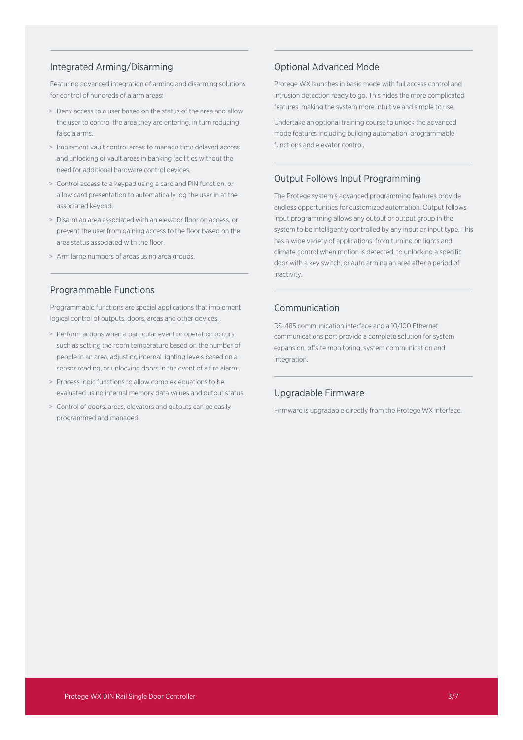## Integrated Arming/Disarming

Featuring advanced integration of arming and disarming solutions for control of hundreds of alarm areas:

- Deny access to a user based on the status of the area and allow the user to control the area they are entering, in turn reducing false alarms.
- Implement vault control areas to manage time delayed access and unlocking of vault areas in banking facilities without the need for additional hardware control devices.
- Control access to a keypad using a card and PIN function, or allow card presentation to automatically log the user in at the associated keypad.
- Disarm an area associated with an elevator floor on access, or prevent the user from gaining access to the floor based on the area status associated with the floor.
- Arm large numbers of areas using area groups.

## Programmable Functions

Programmable functions are special applications that implement logical control of outputs, doors, areas and other devices.

- Perform actions when a particular event or operation occurs, such as setting the room temperature based on the number of people in an area, adjusting internal lighting levels based on a sensor reading, or unlocking doors in the event of a fire alarm.
- Process logic functions to allow complex equations to be evaluated using internal memory data values and output status .
- Control of doors, areas, elevators and outputs can be easily programmed and managed.

## Optional Advanced Mode

Protege WX launches in basic mode with full access control and intrusion detection ready to go. This hides the more complicated features, making the system more intuitive and simple to use.

Undertake an optional training course to unlock the advanced mode features including building automation, programmable functions and elevator control.

## Output Follows Input Programming

The Protege system's advanced programming features provide endless opportunities for customized automation. Output follows input programming allows any output or output group in the system to be intelligently controlled by any input or input type. This has a wide variety of applications: from turning on lights and climate control when motion is detected, to unlocking a specific door with a key switch, or auto arming an area after a period of inactivity.

## Communication

RS-485 communication interface and a 10/100 Ethernet communications port provide a complete solution for system expansion, offsite monitoring, system communication and integration.

## Upgradable Firmware

Firmware is upgradable directly from the Protege WX interface.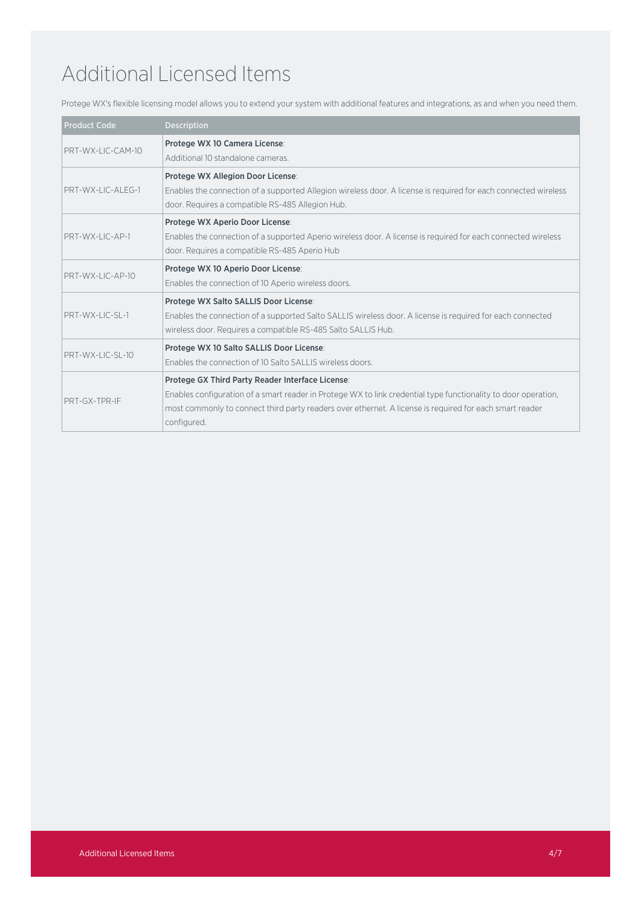# Additional Licensed Items

Protege WX's flexible licensing model allows you to extend your system with additional features and integrations, as and when you need them.

| Product Code | Description |
| --- | --- |
| PRT-WX-LIC-CAM-10 | **Protege WX 10 Camera License**:<br>Additional 10 standalone cameras. |
| PRT-WX-LIC-ALEG-1 | **Protege WX Allegion Door License**:<br>Enables the connection of a supported Allegion wireless door. A license is required for each connected wireless door. Requires a compatible RS-485 Allegion Hub. |
| PRT-WX-LIC-AP-1 | **Protege WX Aperio Door License**:<br>Enables the connection of a supported Aperio wireless door. A license is required for each connected wireless door. Requires a compatible RS-485 Aperio Hub |
| PRT-WX-LIC-AP-10 | **Protege WX 10 Aperio Door License**:<br>Enables the connection of 10 Aperio wireless doors. |
| PRT-WX-LIC-SL-1 | **Protege WX Salto SALLIS Door License**:<br>Enables the connection of a supported Salto SALLIS wireless door. A license is required for each connected wireless door. Requires a compatible RS-485 Salto SALLIS Hub. |
| PRT-WX-LIC-SL-10 | **Protege WX 10 Salto SALLIS Door License**:<br>Enables the connection of 10 Salto SALLIS wireless doors. |
| PRT-GX-TPR-IF | **Protege GX Third Party Reader Interface License**:<br>Enables configuration of a smart reader in Protege WX to link credential type functionality to door operation, most commonly to connect third party readers over ethernet. A license is required for each smart reader configured. |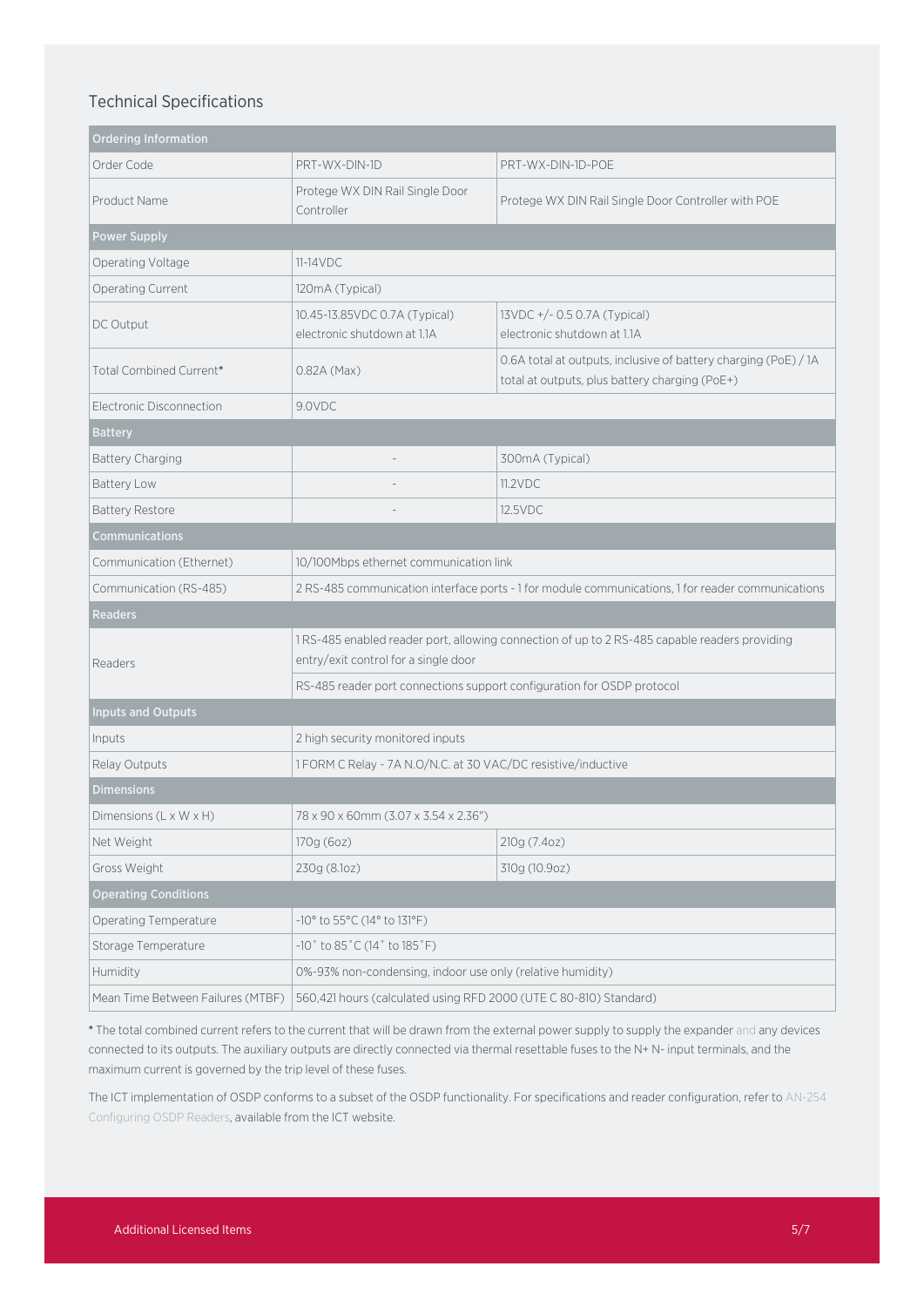## Technical Specifications

| Ordering Information | | |
|---|---|---|
| Order Code | PRT-WX-DIN-1D | PRT-WX-DIN-1D-POE |
| Product Name | Protege WX DIN Rail Single Door Controller | Protege WX DIN Rail Single Door Controller with POE |
| **Power Supply** | | |
| Operating Voltage | 11-14VDC | |
| Operating Current | 120mA (Typical) | |
| DC Output | 10.45-13.85VDC 0.7A (Typical) electronic shutdown at 1.1A | 13VDC +/- 0.5 0.7A (Typical) electronic shutdown at 1.1A |
| Total Combined Current* | 0.82A (Max) | 0.6A total at outputs, inclusive of battery charging (PoE) / 1A total at outputs, plus battery charging (PoE+) |
| Electronic Disconnection | 9.0VDC | |
| **Battery** | | |
| Battery Charging | - | 300mA (Typical) |
| Battery Low | - | 11.2VDC |
| Battery Restore | - | 12.5VDC |
| **Communications** | | |
| Communication (Ethernet) | 10/100Mbps ethernet communication link | |
| Communication (RS-485) | 2 RS-485 communication interface ports - 1 for module communications, 1 for reader communications | |
| **Readers** | | |
| Readers | 1 RS-485 enabled reader port, allowing connection of up to 2 RS-485 capable readers providing entry/exit control for a single door | |
| | RS-485 reader port connections support configuration for OSDP protocol | |
| **Inputs and Outputs** | | |
| Inputs | 2 high security monitored inputs | |
| Relay Outputs | 1 FORM C Relay - 7A N.O/N.C. at 30 VAC/DC resistive/inductive | |
| **Dimensions** | | |
| Dimensions (L x W x H) | 78 x 90 x 60mm (3.07 x 3.54 x 2.36") | |
| Net Weight | 170g (6oz) | 210g (7.4oz) |
| Gross Weight | 230g (8.1oz) | 310g (10.9oz) |
| **Operating Conditions** | | |
| Operating Temperature | -10° to 55°C (14° to 131°F) | |
| Storage Temperature | -10˚ to 85˚C (14˚ to 185˚F) | |
| Humidity | 0%-93% non-condensing, indoor use only (relative humidity) | |
| Mean Time Between Failures (MTBF) | 560,421 hours (calculated using RFD 2000 (UTE C 80-810) Standard) | |

* The total combined current refers to the current that will be drawn from the external power supply to supply the expander and any devices connected to its outputs. The auxiliary outputs are directly connected via thermal resettable fuses to the N+ N- input terminals, and the maximum current is governed by the trip level of these fuses.

The ICT implementation of OSDP conforms to a subset of the OSDP functionality. For specifications and reader configuration, refer to AN-254 Configuring OSDP Readers, available from the ICT website.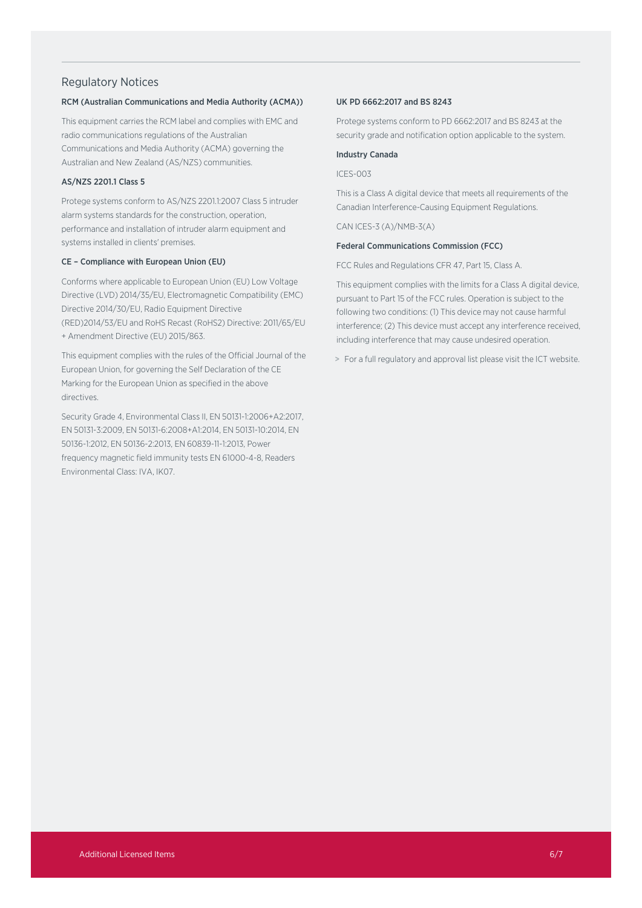## Regulatory Notices

### RCM (Australian Communications and Media Authority (ACMA))

This equipment carries the RCM label and complies with EMC and radio communications regulations of the Australian Communications and Media Authority (ACMA) governing the Australian and New Zealand (AS/NZS) communities.

### AS/NZS 2201.1 Class 5

Protege systems conform to AS/NZS 2201.1:2007 Class 5 intruder alarm systems standards for the construction, operation, performance and installation of intruder alarm equipment and systems installed in clients' premises.

### CE – Compliance with European Union (EU)

Conforms where applicable to European Union (EU) Low Voltage Directive (LVD) 2014/35/EU, Electromagnetic Compatibility (EMC) Directive 2014/30/EU, Radio Equipment Directive (RED)2014/53/EU and RoHS Recast (RoHS2) Directive: 2011/65/EU + Amendment Directive (EU) 2015/863.

This equipment complies with the rules of the Official Journal of the European Union, for governing the Self Declaration of the CE Marking for the European Union as specified in the above directives.

Security Grade 4, Environmental Class II, EN 50131-1:2006+A2:2017, EN 50131-3:2009, EN 50131-6:2008+A1:2014, EN 50131-10:2014, EN 50136-1:2012, EN 50136-2:2013, EN 60839-11-1:2013, Power frequency magnetic field immunity tests EN 61000-4-8, Readers Environmental Class: IVA, IK07.

### UK PD 6662:2017 and BS 8243

Protege systems conform to PD 6662:2017 and BS 8243 at the security grade and notification option applicable to the system.

### Industry Canada

ICES-003

This is a Class A digital device that meets all requirements of the Canadian Interference-Causing Equipment Regulations.

CAN ICES-3 (A)/NMB-3(A)

### Federal Communications Commission (FCC)

FCC Rules and Regulations CFR 47, Part 15, Class A.

This equipment complies with the limits for a Class A digital device, pursuant to Part 15 of the FCC rules. Operation is subject to the following two conditions: (1) This device may not cause harmful interference; (2) This device must accept any interference received, including interference that may cause undesired operation.

> For a full regulatory and approval list please visit the ICT website.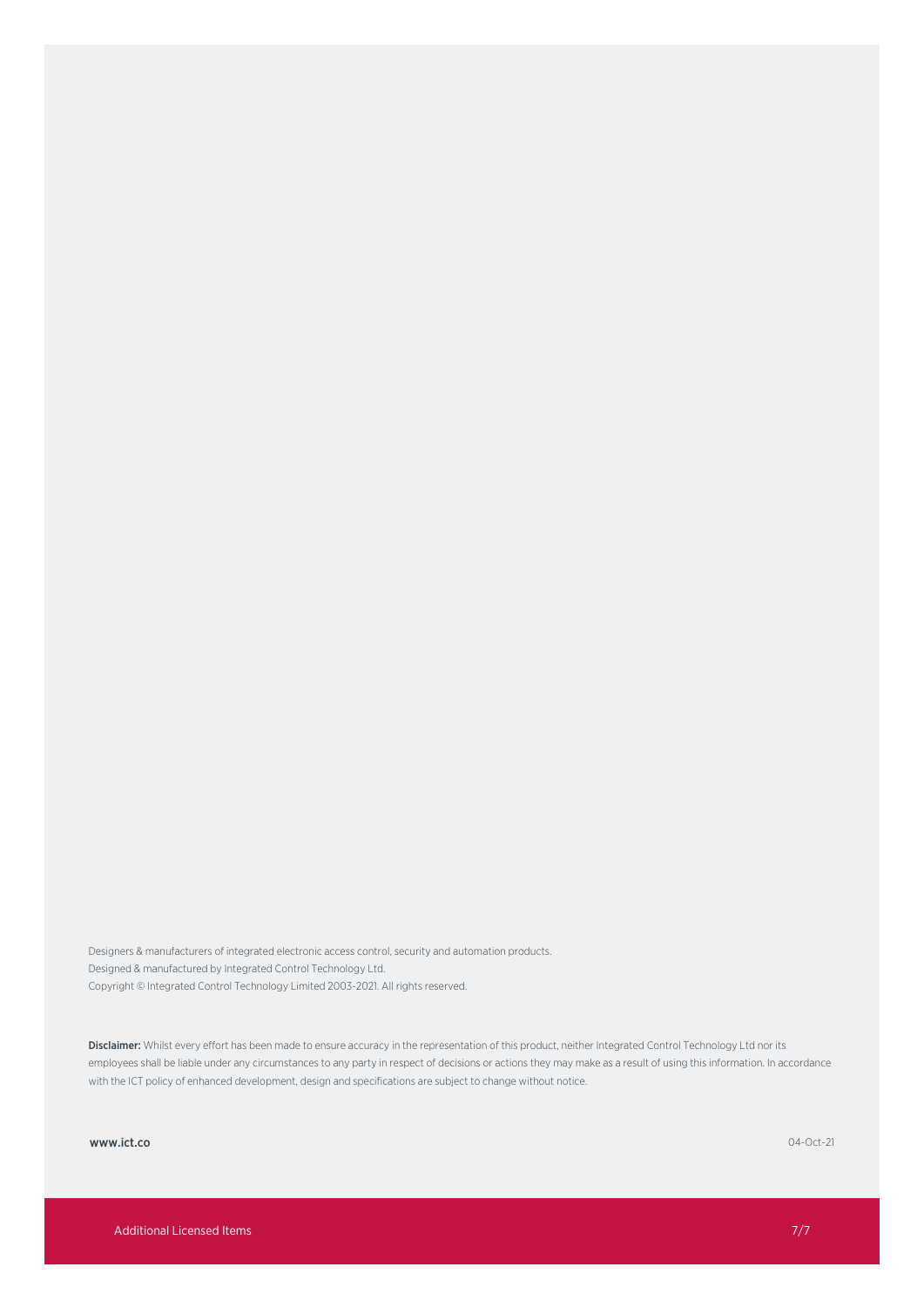Designers & manufacturers of integrated electronic access control, security and automation products.
Designed & manufactured by Integrated Control Technology Ltd.
Copyright © Integrated Control Technology Limited 2003-2021. All rights reserved.

**Disclaimer:** Whilst every effort has been made to ensure accuracy in the representation of this product, neither Integrated Control Technology Ltd nor its employees shall be liable under any circumstances to any party in respect of decisions or actions they may make as a result of using this information. In accordance with the ICT policy of enhanced development, design and specifications are subject to change without notice.

**www.ict.co**

04-Oct-21